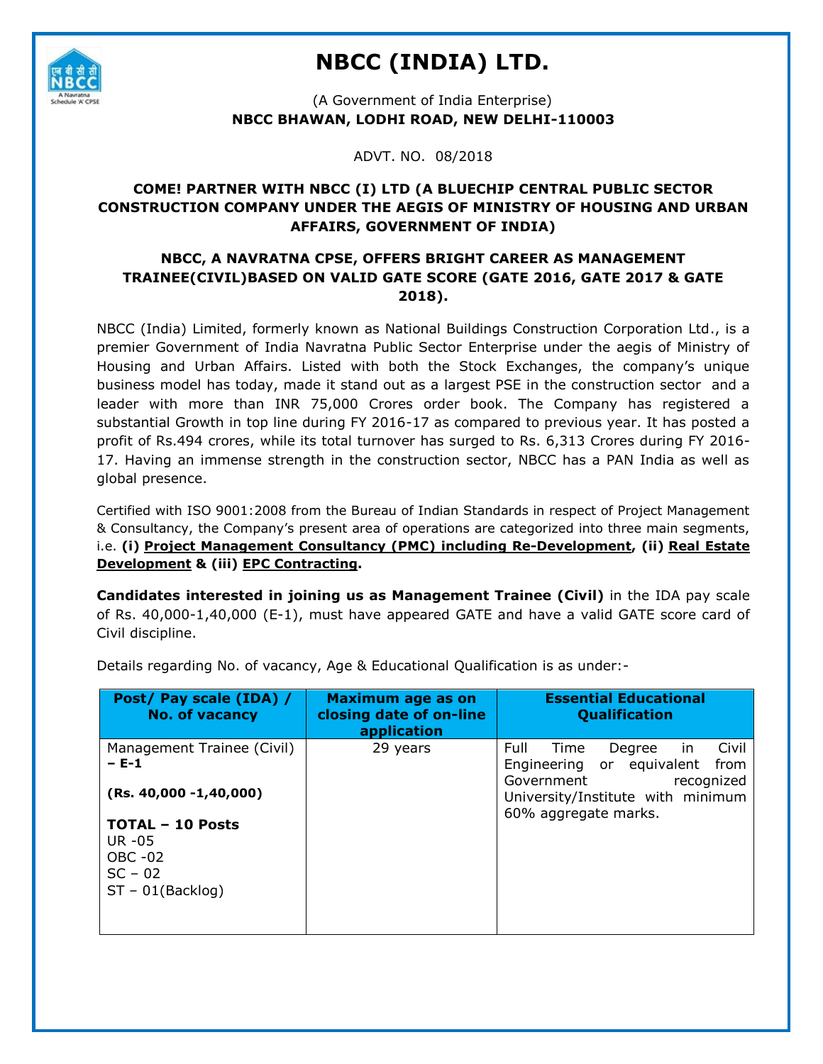# NBCC (INDIA) LTD.

(A Government of India Enterprise)
**NBCC BHAWAN, LODHI ROAD, NEW DELHI-110003**

ADVT. NO. 08/2018

**COME! PARTNER WITH NBCC (I) LTD (A BLUECHIP CENTRAL PUBLIC SECTOR CONSTRUCTION COMPANY UNDER THE AEGIS OF MINISTRY OF HOUSING AND URBAN AFFAIRS, GOVERNMENT OF INDIA)**

**NBCC, A NAVRATNA CPSE, OFFERS BRIGHT CAREER AS MANAGEMENT TRAINEE(CIVIL)BASED ON VALID GATE SCORE (GATE 2016, GATE 2017 & GATE 2018).**

NBCC (India) Limited, formerly known as National Buildings Construction Corporation Ltd., is a premier Government of India Navratna Public Sector Enterprise under the aegis of Ministry of Housing and Urban Affairs. Listed with both the Stock Exchanges, the company's unique business model has today, made it stand out as a largest PSE in the construction sector and a leader with more than INR 75,000 Crores order book. The Company has registered a substantial Growth in top line during FY 2016-17 as compared to previous year. It has posted a profit of Rs.494 crores, while its total turnover has surged to Rs. 6,313 Crores during FY 2016-17. Having an immense strength in the construction sector, NBCC has a PAN India as well as global presence.

Certified with ISO 9001:2008 from the Bureau of Indian Standards in respect of Project Management & Consultancy, the Company's present area of operations are categorized into three main segments, i.e. **(i) Project Management Consultancy (PMC) including Re-Development, (ii) Real Estate Development & (iii) EPC Contracting.**

**Candidates interested in joining us as Management Trainee (Civil)** in the IDA pay scale of Rs. 40,000-1,40,000 (E-1), must have appeared GATE and have a valid GATE score card of Civil discipline.

Details regarding No. of vacancy, Age & Educational Qualification is as under:-

| Post/ Pay scale (IDA) / No. of vacancy | Maximum age as on closing date of on-line application | Essential Educational Qualification |
|---|---|---|
| Management Trainee (Civil) **– E-1**<br><br>**(Rs. 40,000 -1,40,000)**<br><br>**TOTAL – 10 Posts**<br>UR -05<br>OBC -02<br>SC – 02<br>ST – 01(Backlog) | 29 years | Full Time Degree in Civil Engineering or equivalent from Government recognized University/Institute with minimum 60% aggregate marks. |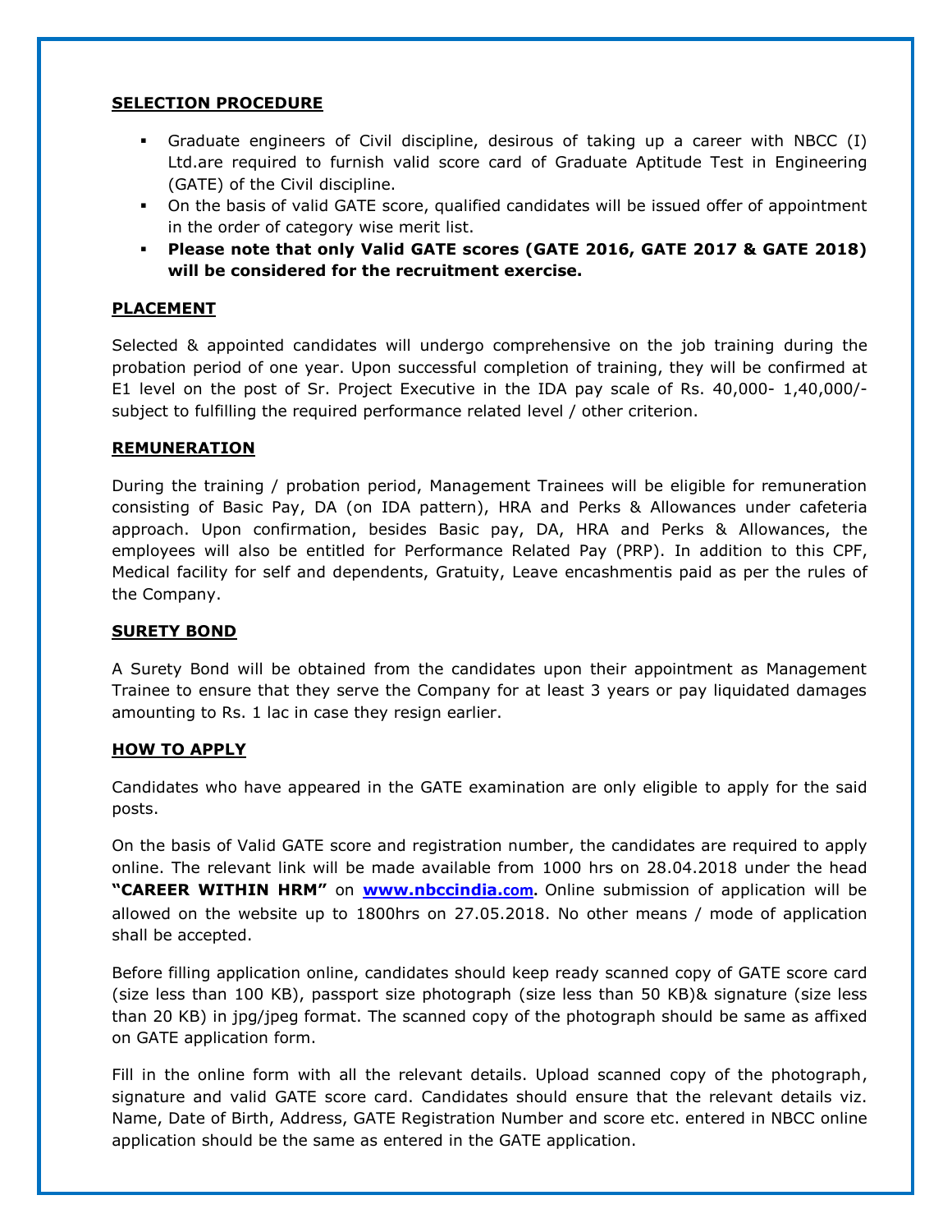## SELECTION PROCEDURE

- Graduate engineers of Civil discipline, desirous of taking up a career with NBCC (I) Ltd.are required to furnish valid score card of Graduate Aptitude Test in Engineering (GATE) of the Civil discipline.
- On the basis of valid GATE score, qualified candidates will be issued offer of appointment in the order of category wise merit list.
- **Please note that only Valid GATE scores (GATE 2016, GATE 2017 & GATE 2018) will be considered for the recruitment exercise.**

## PLACEMENT

Selected & appointed candidates will undergo comprehensive on the job training during the probation period of one year. Upon successful completion of training, they will be confirmed at E1 level on the post of Sr. Project Executive in the IDA pay scale of Rs. 40,000- 1,40,000/- subject to fulfilling the required performance related level / other criterion.

## REMUNERATION

During the training / probation period, Management Trainees will be eligible for remuneration consisting of Basic Pay, DA (on IDA pattern), HRA and Perks & Allowances under cafeteria approach. Upon confirmation, besides Basic pay, DA, HRA and Perks & Allowances, the employees will also be entitled for Performance Related Pay (PRP). In addition to this CPF, Medical facility for self and dependents, Gratuity, Leave encashmentis paid as per the rules of the Company.

## SURETY BOND

A Surety Bond will be obtained from the candidates upon their appointment as Management Trainee to ensure that they serve the Company for at least 3 years or pay liquidated damages amounting to Rs. 1 lac in case they resign earlier.

## HOW TO APPLY

Candidates who have appeared in the GATE examination are only eligible to apply for the said posts.

On the basis of Valid GATE score and registration number, the candidates are required to apply online. The relevant link will be made available from 1000 hrs on 28.04.2018 under the head **"CAREER WITHIN HRM"** on **www.nbccindia.com**. Online submission of application will be allowed on the website up to 1800hrs on 27.05.2018. No other means / mode of application shall be accepted.

Before filling application online, candidates should keep ready scanned copy of GATE score card (size less than 100 KB), passport size photograph (size less than 50 KB)& signature (size less than 20 KB) in jpg/jpeg format. The scanned copy of the photograph should be same as affixed on GATE application form.

Fill in the online form with all the relevant details. Upload scanned copy of the photograph, signature and valid GATE score card. Candidates should ensure that the relevant details viz. Name, Date of Birth, Address, GATE Registration Number and score etc. entered in NBCC online application should be the same as entered in the GATE application.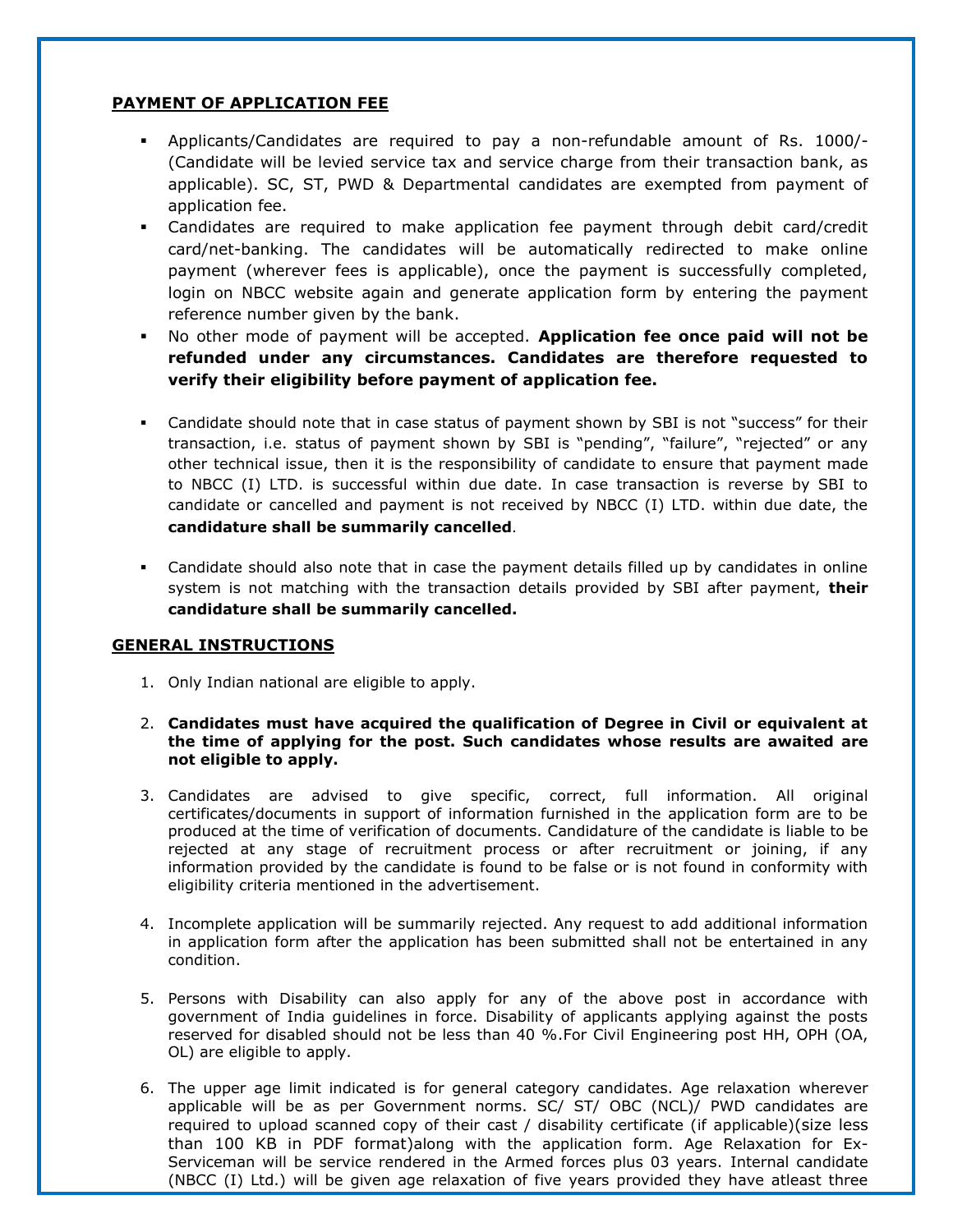**PAYMENT OF APPLICATION FEE**

- Applicants/Candidates are required to pay a non-refundable amount of Rs. 1000/- (Candidate will be levied service tax and service charge from their transaction bank, as applicable). SC, ST, PWD & Departmental candidates are exempted from payment of application fee.
- Candidates are required to make application fee payment through debit card/credit card/net-banking. The candidates will be automatically redirected to make online payment (wherever fees is applicable), once the payment is successfully completed, login on NBCC website again and generate application form by entering the payment reference number given by the bank.
- No other mode of payment will be accepted. **Application fee once paid will not be refunded under any circumstances. Candidates are therefore requested to verify their eligibility before payment of application fee.**
- Candidate should note that in case status of payment shown by SBI is not "success" for their transaction, i.e. status of payment shown by SBI is "pending", "failure", "rejected" or any other technical issue, then it is the responsibility of candidate to ensure that payment made to NBCC (I) LTD. is successful within due date. In case transaction is reverse by SBI to candidate or cancelled and payment is not received by NBCC (I) LTD. within due date, the **candidature shall be summarily cancelled**.
- Candidate should also note that in case the payment details filled up by candidates in online system is not matching with the transaction details provided by SBI after payment, **their candidature shall be summarily cancelled.**

**GENERAL INSTRUCTIONS**

1. Only Indian national are eligible to apply.
2. **Candidates must have acquired the qualification of Degree in Civil or equivalent at the time of applying for the post. Such candidates whose results are awaited are not eligible to apply.**
3. Candidates are advised to give specific, correct, full information. All original certificates/documents in support of information furnished in the application form are to be produced at the time of verification of documents. Candidature of the candidate is liable to be rejected at any stage of recruitment process or after recruitment or joining, if any information provided by the candidate is found to be false or is not found in conformity with eligibility criteria mentioned in the advertisement.
4. Incomplete application will be summarily rejected. Any request to add additional information in application form after the application has been submitted shall not be entertained in any condition.
5. Persons with Disability can also apply for any of the above post in accordance with government of India guidelines in force. Disability of applicants applying against the posts reserved for disabled should not be less than 40 %.For Civil Engineering post HH, OPH (OA, OL) are eligible to apply.
6. The upper age limit indicated is for general category candidates. Age relaxation wherever applicable will be as per Government norms. SC/ ST/ OBC (NCL)/ PWD candidates are required to upload scanned copy of their cast / disability certificate (if applicable)(size less than 100 KB in PDF format)along with the application form. Age Relaxation for Ex-Serviceman will be service rendered in the Armed forces plus 03 years. Internal candidate (NBCC (I) Ltd.) will be given age relaxation of five years provided they have atleast three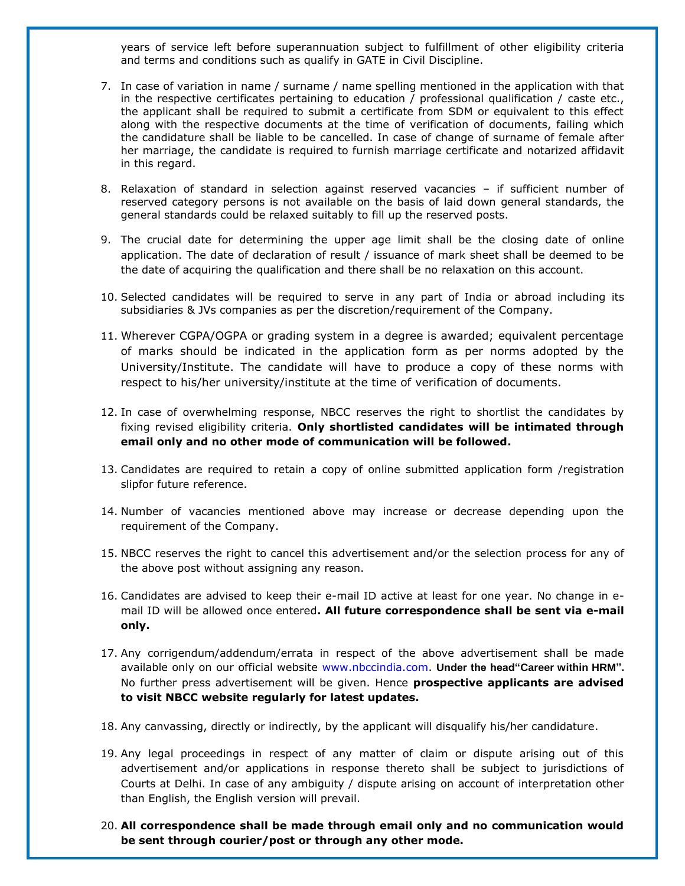years of service left before superannuation subject to fulfillment of other eligibility criteria and terms and conditions such as qualify in GATE in Civil Discipline.

7. In case of variation in name / surname / name spelling mentioned in the application with that in the respective certificates pertaining to education / professional qualification / caste etc., the applicant shall be required to submit a certificate from SDM or equivalent to this effect along with the respective documents at the time of verification of documents, failing which the candidature shall be liable to be cancelled. In case of change of surname of female after her marriage, the candidate is required to furnish marriage certificate and notarized affidavit in this regard.

8. Relaxation of standard in selection against reserved vacancies – if sufficient number of reserved category persons is not available on the basis of laid down general standards, the general standards could be relaxed suitably to fill up the reserved posts.

9. The crucial date for determining the upper age limit shall be the closing date of online application. The date of declaration of result / issuance of mark sheet shall be deemed to be the date of acquiring the qualification and there shall be no relaxation on this account.

10. Selected candidates will be required to serve in any part of India or abroad including its subsidiaries & JVs companies as per the discretion/requirement of the Company.

11. Wherever CGPA/OGPA or grading system in a degree is awarded; equivalent percentage of marks should be indicated in the application form as per norms adopted by the University/Institute. The candidate will have to produce a copy of these norms with respect to his/her university/institute at the time of verification of documents.

12. In case of overwhelming response, NBCC reserves the right to shortlist the candidates by fixing revised eligibility criteria. **Only shortlisted candidates will be intimated through email only and no other mode of communication will be followed.**

13. Candidates are required to retain a copy of online submitted application form /registration slipfor future reference.

14. Number of vacancies mentioned above may increase or decrease depending upon the requirement of the Company.

15. NBCC reserves the right to cancel this advertisement and/or the selection process for any of the above post without assigning any reason.

16. Candidates are advised to keep their e-mail ID active at least for one year. No change in e-mail ID will be allowed once entered**. All future correspondence shall be sent via e-mail only.**

17. Any corrigendum/addendum/errata in respect of the above advertisement shall be made available only on our official website www.nbccindia.com. **Under the head"Career within HRM".** No further press advertisement will be given. Hence **prospective applicants are advised to visit NBCC website regularly for latest updates.**

18. Any canvassing, directly or indirectly, by the applicant will disqualify his/her candidature.

19. Any legal proceedings in respect of any matter of claim or dispute arising out of this advertisement and/or applications in response thereto shall be subject to jurisdictions of Courts at Delhi. In case of any ambiguity / dispute arising on account of interpretation other than English, the English version will prevail.

20. **All correspondence shall be made through email only and no communication would be sent through courier/post or through any other mode.**